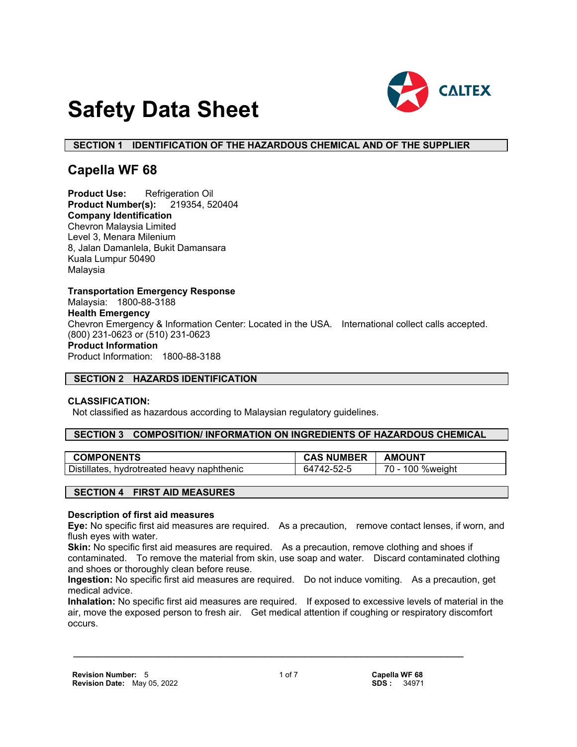# Safety Data Sheet

CALTEX

## SECTION 1 IDENTIFICATION OF THE HAZARDOUS CHEMICAL AND OF THE SUPPLIER

## Capella WF 68

**Product Use:** Refrigeration Oil
**Product Number(s):** 219354, 520404
**Company Identification**
Chevron Malaysia Limited
Level 3, Menara Milenium
8, Jalan Damanlela, Bukit Damansara
Kuala Lumpur 50490
Malaysia

**Transportation Emergency Response**
Malaysia: 1800-88-3188
**Health Emergency**
Chevron Emergency & Information Center: Located in the USA. International collect calls accepted. (800) 231-0623 or (510) 231-0623
**Product Information**
Product Information: 1800-88-3188

## SECTION 2 HAZARDS IDENTIFICATION

**CLASSIFICATION:**
Not classified as hazardous according to Malaysian regulatory guidelines.

## SECTION 3 COMPOSITION/ INFORMATION ON INGREDIENTS OF HAZARDOUS CHEMICAL

| COMPONENTS | CAS NUMBER | AMOUNT |
| --- | --- | --- |
| Distillates, hydrotreated heavy naphthenic | 64742-52-5 | 70 - 100 %weight |

## SECTION 4 FIRST AID MEASURES

**Description of first aid measures**
**Eye:** No specific first aid measures are required. As a precaution, remove contact lenses, if worn, and flush eyes with water.
**Skin:** No specific first aid measures are required. As a precaution, remove clothing and shoes if contaminated. To remove the material from skin, use soap and water. Discard contaminated clothing and shoes or thoroughly clean before reuse.
**Ingestion:** No specific first aid measures are required. Do not induce vomiting. As a precaution, get medical advice.
**Inhalation:** No specific first aid measures are required. If exposed to excessive levels of material in the air, move the exposed person to fresh air. Get medical attention if coughing or respiratory discomfort occurs.

**Revision Number:** 5
**Revision Date:** May 05, 2022

**Capella WF 68**
**SDS :** 34971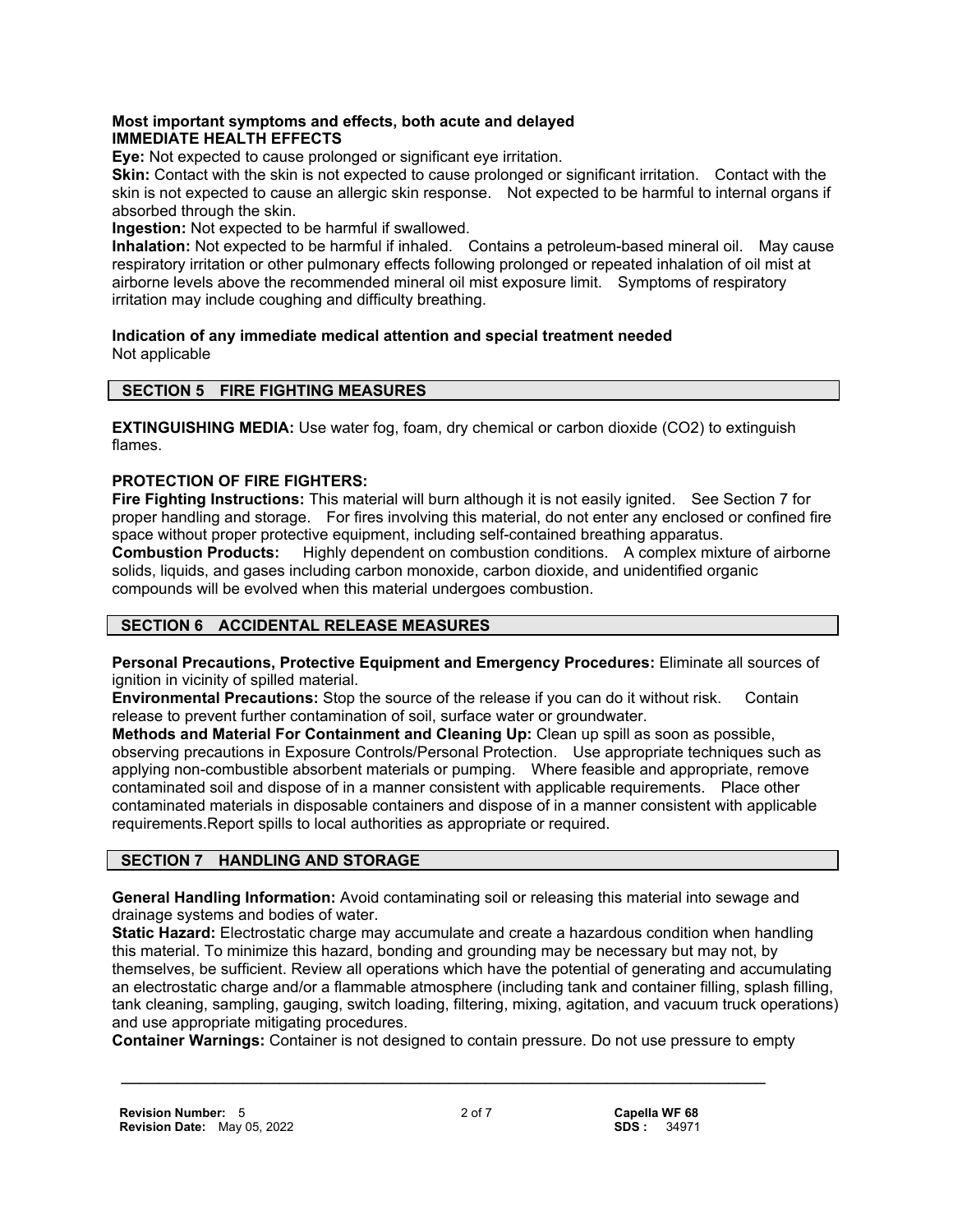**Most important symptoms and effects, both acute and delayed**

**IMMEDIATE HEALTH EFFECTS**

**Eye:** Not expected to cause prolonged or significant eye irritation.

**Skin:** Contact with the skin is not expected to cause prolonged or significant irritation. Contact with the skin is not expected to cause an allergic skin response. Not expected to be harmful to internal organs if absorbed through the skin.

**Ingestion:** Not expected to be harmful if swallowed.

**Inhalation:** Not expected to be harmful if inhaled. Contains a petroleum-based mineral oil. May cause respiratory irritation or other pulmonary effects following prolonged or repeated inhalation of oil mist at airborne levels above the recommended mineral oil mist exposure limit. Symptoms of respiratory irritation may include coughing and difficulty breathing.

**Indication of any immediate medical attention and special treatment needed**

Not applicable

## SECTION 5 FIRE FIGHTING MEASURES

**EXTINGUISHING MEDIA:** Use water fog, foam, dry chemical or carbon dioxide ($CO_2$) to extinguish flames.

**PROTECTION OF FIRE FIGHTERS:**

**Fire Fighting Instructions:** This material will burn although it is not easily ignited. See Section 7 for proper handling and storage. For fires involving this material, do not enter any enclosed or confined fire space without proper protective equipment, including self-contained breathing apparatus.

**Combustion Products:** Highly dependent on combustion conditions. A complex mixture of airborne solids, liquids, and gases including carbon monoxide, carbon dioxide, and unidentified organic compounds will be evolved when this material undergoes combustion.

## SECTION 6 ACCIDENTAL RELEASE MEASURES

**Personal Precautions, Protective Equipment and Emergency Procedures:** Eliminate all sources of ignition in vicinity of spilled material.

**Environmental Precautions:** Stop the source of the release if you can do it without risk. Contain release to prevent further contamination of soil, surface water or groundwater.

**Methods and Material For Containment and Cleaning Up:** Clean up spill as soon as possible, observing precautions in Exposure Controls/Personal Protection. Use appropriate techniques such as applying non-combustible absorbent materials or pumping. Where feasible and appropriate, remove contaminated soil and dispose of in a manner consistent with applicable requirements. Place other contaminated materials in disposable containers and dispose of in a manner consistent with applicable requirements.Report spills to local authorities as appropriate or required.

## SECTION 7 HANDLING AND STORAGE

**General Handling Information:** Avoid contaminating soil or releasing this material into sewage and drainage systems and bodies of water.

**Static Hazard:** Electrostatic charge may accumulate and create a hazardous condition when handling this material. To minimize this hazard, bonding and grounding may be necessary but may not, by themselves, be sufficient. Review all operations which have the potential of generating and accumulating an electrostatic charge and/or a flammable atmosphere (including tank and container filling, splash filling, tank cleaning, sampling, gauging, switch loading, filtering, mixing, agitation, and vacuum truck operations) and use appropriate mitigating procedures.

**Container Warnings:** Container is not designed to contain pressure. Do not use pressure to empty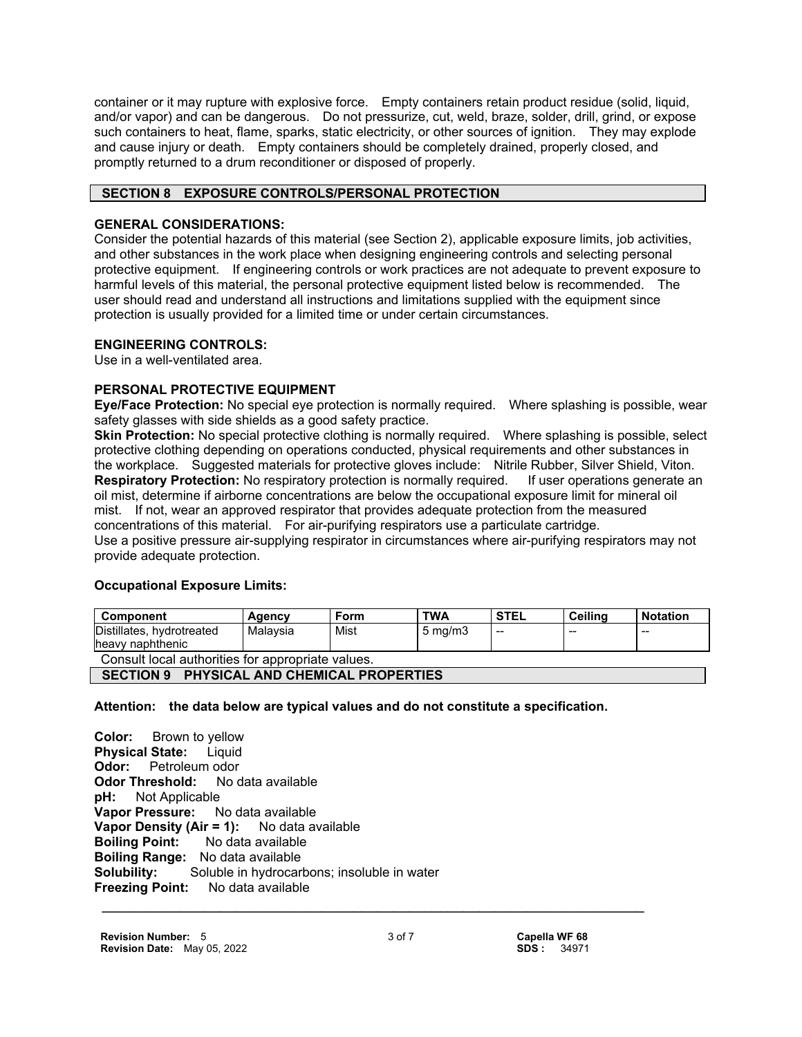container or it may rupture with explosive force. Empty containers retain product residue (solid, liquid, and/or vapor) and can be dangerous. Do not pressurize, cut, weld, braze, solder, drill, grind, or expose such containers to heat, flame, sparks, static electricity, or other sources of ignition. They may explode and cause injury or death. Empty containers should be completely drained, properly closed, and promptly returned to a drum reconditioner or disposed of properly.

## SECTION 8 EXPOSURE CONTROLS/PERSONAL PROTECTION

**GENERAL CONSIDERATIONS:**
Consider the potential hazards of this material (see Section 2), applicable exposure limits, job activities, and other substances in the work place when designing engineering controls and selecting personal protective equipment. If engineering controls or work practices are not adequate to prevent exposure to harmful levels of this material, the personal protective equipment listed below is recommended. The user should read and understand all instructions and limitations supplied with the equipment since protection is usually provided for a limited time or under certain circumstances.

**ENGINEERING CONTROLS:**
Use in a well-ventilated area.

**PERSONAL PROTECTIVE EQUIPMENT**

**Eye/Face Protection:** No special eye protection is normally required. Where splashing is possible, wear safety glasses with side shields as a good safety practice.

**Skin Protection:** No special protective clothing is normally required. Where splashing is possible, select protective clothing depending on operations conducted, physical requirements and other substances in the workplace. Suggested materials for protective gloves include: Nitrile Rubber, Silver Shield, Viton.

**Respiratory Protection:** No respiratory protection is normally required. If user operations generate an oil mist, determine if airborne concentrations are below the occupational exposure limit for mineral oil mist. If not, wear an approved respirator that provides adequate protection from the measured concentrations of this material. For air-purifying respirators use a particulate cartridge.
Use a positive pressure air-supplying respirator in circumstances where air-purifying respirators may not provide adequate protection.

**Occupational Exposure Limits:**

| Component | Agency | Form | TWA | STEL | Ceiling | Notation |
|---|---|---|---|---|---|---|
| Distillates, hydrotreated heavy naphthenic | Malaysia | Mist | 5 mg/m3 | -- | -- | -- |

Consult local authorities for appropriate values.

## SECTION 9 PHYSICAL AND CHEMICAL PROPERTIES

**Attention: the data below are typical values and do not constitute a specification.**

**Color:** Brown to yellow
**Physical State:** Liquid
**Odor:** Petroleum odor
**Odor Threshold:** No data available
**pH:** Not Applicable
**Vapor Pressure:** No data available
**Vapor Density (Air = 1):** No data available
**Boiling Point:** No data available
**Boiling Range:** No data available
**Solubility:** Soluble in hydrocarbons; insoluble in water
**Freezing Point:** No data available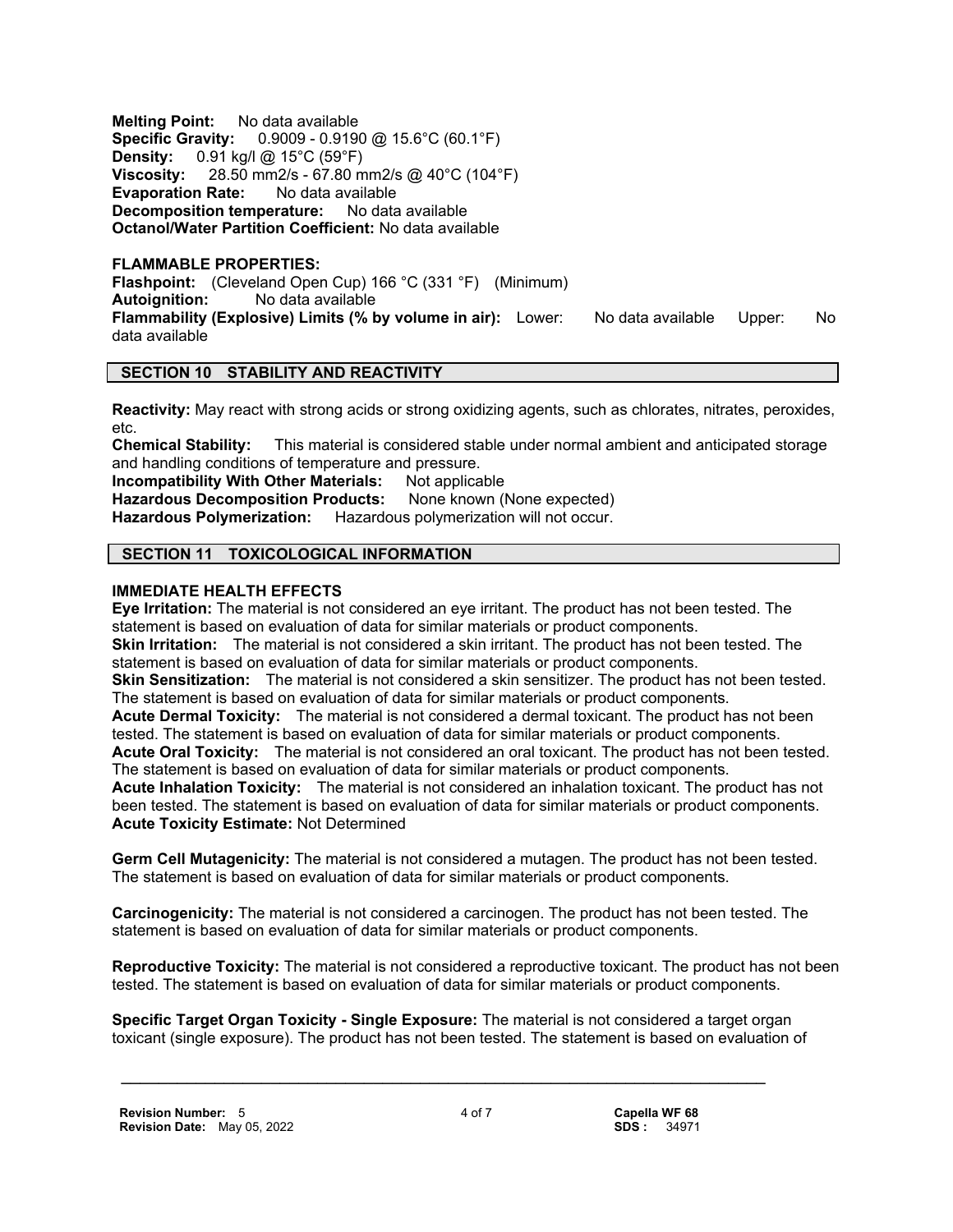**Melting Point:** No data available
**Specific Gravity:** 0.9009 - 0.9190 @ 15.6°C (60.1°F)
**Density:** 0.91 kg/l @ 15°C (59°F)
**Viscosity:** 28.50 mm2/s - 67.80 mm2/s @ 40°C (104°F)
**Evaporation Rate:** No data available
**Decomposition temperature:** No data available
**Octanol/Water Partition Coefficient:** No data available

**FLAMMABLE PROPERTIES:**
**Flashpoint:** (Cleveland Open Cup) 166 °C (331 °F) (Minimum)
**Autoignition:** No data available
**Flammability (Explosive) Limits (% by volume in air):** Lower: No data available Upper: No data available

## SECTION 10 STABILITY AND REACTIVITY

**Reactivity:** May react with strong acids or strong oxidizing agents, such as chlorates, nitrates, peroxides, etc.
**Chemical Stability:** This material is considered stable under normal ambient and anticipated storage and handling conditions of temperature and pressure.
**Incompatibility With Other Materials:** Not applicable
**Hazardous Decomposition Products:** None known (None expected)
**Hazardous Polymerization:** Hazardous polymerization will not occur.

## SECTION 11 TOXICOLOGICAL INFORMATION

**IMMEDIATE HEALTH EFFECTS**
**Eye Irritation:** The material is not considered an eye irritant. The product has not been tested. The statement is based on evaluation of data for similar materials or product components.
**Skin Irritation:** The material is not considered a skin irritant. The product has not been tested. The statement is based on evaluation of data for similar materials or product components.
**Skin Sensitization:** The material is not considered a skin sensitizer. The product has not been tested. The statement is based on evaluation of data for similar materials or product components.
**Acute Dermal Toxicity:** The material is not considered a dermal toxicant. The product has not been tested. The statement is based on evaluation of data for similar materials or product components.
**Acute Oral Toxicity:** The material is not considered an oral toxicant. The product has not been tested. The statement is based on evaluation of data for similar materials or product components.
**Acute Inhalation Toxicity:** The material is not considered an inhalation toxicant. The product has not been tested. The statement is based on evaluation of data for similar materials or product components.
**Acute Toxicity Estimate:** Not Determined

**Germ Cell Mutagenicity:** The material is not considered a mutagen. The product has not been tested. The statement is based on evaluation of data for similar materials or product components.

**Carcinogenicity:** The material is not considered a carcinogen. The product has not been tested. The statement is based on evaluation of data for similar materials or product components.

**Reproductive Toxicity:** The material is not considered a reproductive toxicant. The product has not been tested. The statement is based on evaluation of data for similar materials or product components.

**Specific Target Organ Toxicity - Single Exposure:** The material is not considered a target organ toxicant (single exposure). The product has not been tested. The statement is based on evaluation of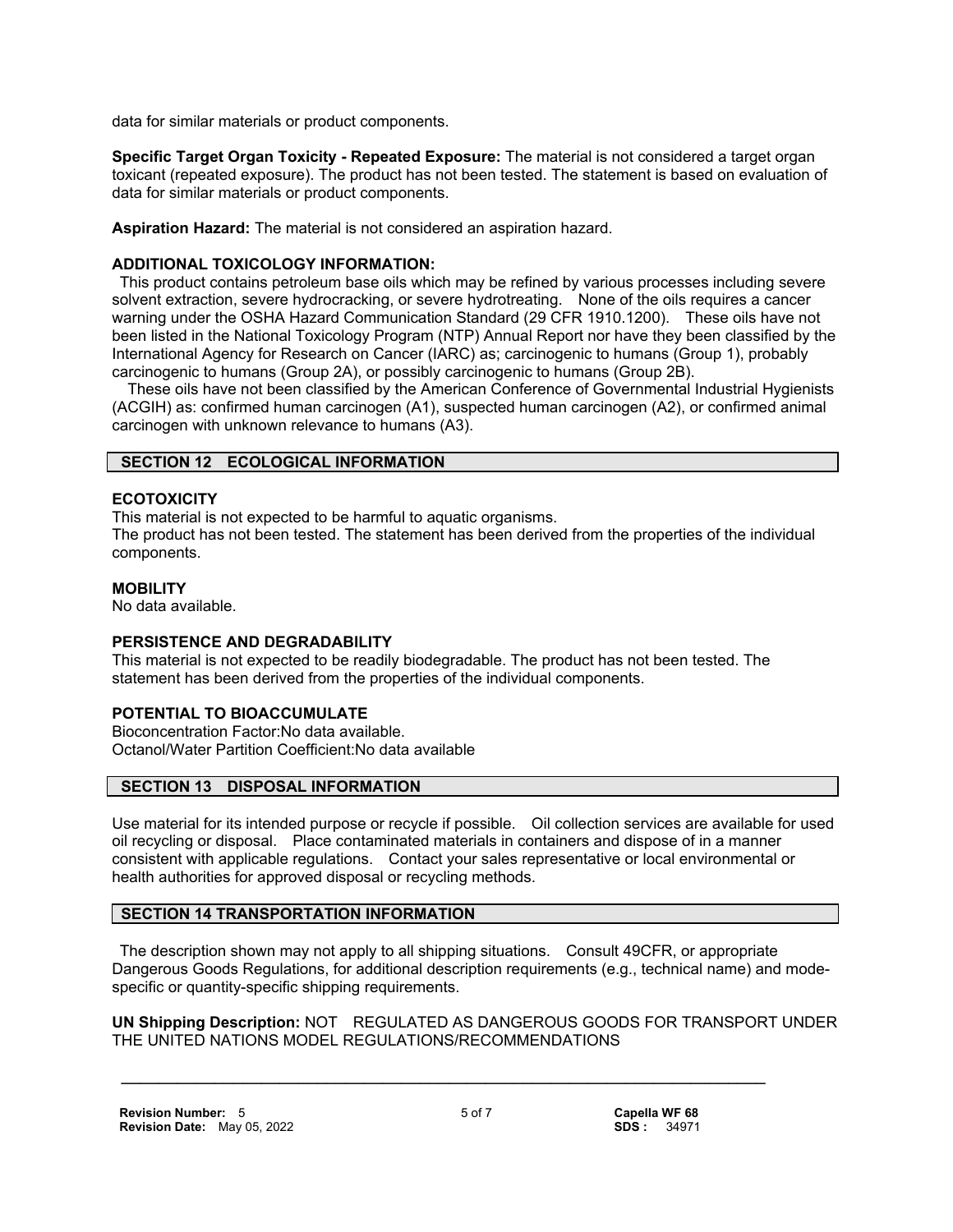data for similar materials or product components.

**Specific Target Organ Toxicity - Repeated Exposure:** The material is not considered a target organ toxicant (repeated exposure). The product has not been tested. The statement is based on evaluation of data for similar materials or product components.

**Aspiration Hazard:** The material is not considered an aspiration hazard.

**ADDITIONAL TOXICOLOGY INFORMATION:**

This product contains petroleum base oils which may be refined by various processes including severe solvent extraction, severe hydrocracking, or severe hydrotreating. None of the oils requires a cancer warning under the OSHA Hazard Communication Standard (29 CFR 1910.1200). These oils have not been listed in the National Toxicology Program (NTP) Annual Report nor have they been classified by the International Agency for Research on Cancer (IARC) as; carcinogenic to humans (Group 1), probably carcinogenic to humans (Group 2A), or possibly carcinogenic to humans (Group 2B).

These oils have not been classified by the American Conference of Governmental Industrial Hygienists (ACGIH) as: confirmed human carcinogen (A1), suspected human carcinogen (A2), or confirmed animal carcinogen with unknown relevance to humans (A3).

## SECTION 12 ECOLOGICAL INFORMATION

**ECOTOXICITY**

This material is not expected to be harmful to aquatic organisms.
The product has not been tested. The statement has been derived from the properties of the individual components.

**MOBILITY**

No data available.

**PERSISTENCE AND DEGRADABILITY**

This material is not expected to be readily biodegradable. The product has not been tested. The statement has been derived from the properties of the individual components.

**POTENTIAL TO BIOACCUMULATE**

Bioconcentration Factor:No data available.
Octanol/Water Partition Coefficient:No data available

## SECTION 13 DISPOSAL INFORMATION

Use material for its intended purpose or recycle if possible. Oil collection services are available for used oil recycling or disposal. Place contaminated materials in containers and dispose of in a manner consistent with applicable regulations. Contact your sales representative or local environmental or health authorities for approved disposal or recycling methods.

## SECTION 14 TRANSPORTATION INFORMATION

The description shown may not apply to all shipping situations. Consult 49CFR, or appropriate Dangerous Goods Regulations, for additional description requirements (e.g., technical name) and mode-specific or quantity-specific shipping requirements.

**UN Shipping Description:** NOT REGULATED AS DANGEROUS GOODS FOR TRANSPORT UNDER THE UNITED NATIONS MODEL REGULATIONS/RECOMMENDATIONS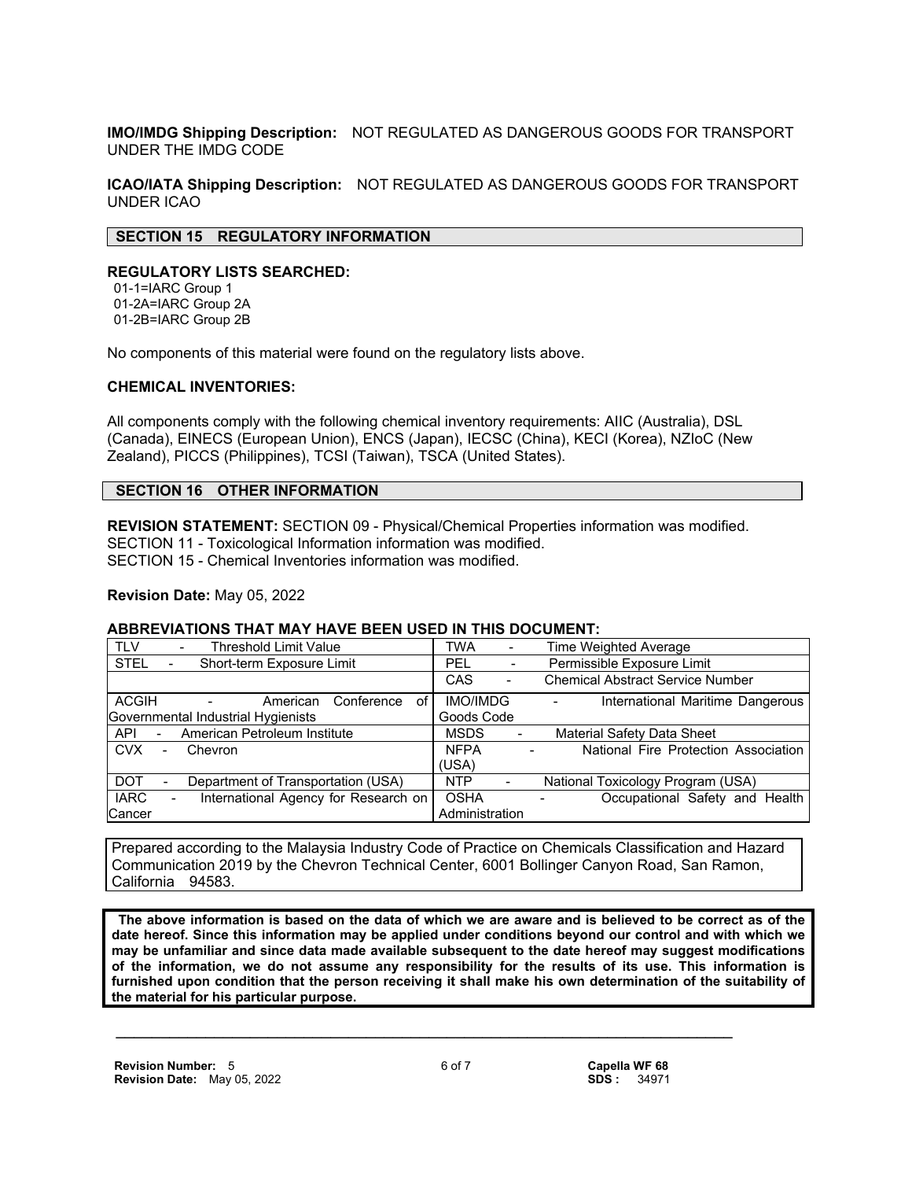**IMO/IMDG Shipping Description:** NOT REGULATED AS DANGEROUS GOODS FOR TRANSPORT UNDER THE IMDG CODE

**ICAO/IATA Shipping Description:** NOT REGULATED AS DANGEROUS GOODS FOR TRANSPORT UNDER ICAO

## SECTION 15 REGULATORY INFORMATION

**REGULATORY LISTS SEARCHED:**

01-1=IARC Group 1
01-2A=IARC Group 2A
01-2B=IARC Group 2B

No components of this material were found on the regulatory lists above.

**CHEMICAL INVENTORIES:**

All components comply with the following chemical inventory requirements: AIIC (Australia), DSL (Canada), EINECS (European Union), ENCS (Japan), IECSC (China), KECI (Korea), NZIoC (New Zealand), PICCS (Philippines), TCSI (Taiwan), TSCA (United States).

## SECTION 16 OTHER INFORMATION

**REVISION STATEMENT:** SECTION 09 - Physical/Chemical Properties information was modified.
SECTION 11 - Toxicological Information information was modified.
SECTION 15 - Chemical Inventories information was modified.

**Revision Date:** May 05, 2022

**ABBREVIATIONS THAT MAY HAVE BEEN USED IN THIS DOCUMENT:**

| | |
|---|---|
| TLV - Threshold Limit Value | TWA - Time Weighted Average |
| STEL - Short-term Exposure Limit | PEL - Permissible Exposure Limit |
| | CAS - Chemical Abstract Service Number |
| ACGIH - American Conference of Governmental Industrial Hygienists | IMO/IMDG - International Maritime Dangerous Goods Code |
| API - American Petroleum Institute | MSDS - Material Safety Data Sheet |
| CVX - Chevron | NFPA - National Fire Protection Association (USA) |
| DOT - Department of Transportation (USA) | NTP - National Toxicology Program (USA) |
| IARC - International Agency for Research on Cancer | OSHA - Occupational Safety and Health Administration |

Prepared according to the Malaysia Industry Code of Practice on Chemicals Classification and Hazard Communication 2019 by the Chevron Technical Center, 6001 Bollinger Canyon Road, San Ramon, California 94583.

**The above information is based on the data of which we are aware and is believed to be correct as of the date hereof. Since this information may be applied under conditions beyond our control and with which we may be unfamiliar and since data made available subsequent to the date hereof may suggest modifications of the information, we do not assume any responsibility for the results of its use. This information is furnished upon condition that the person receiving it shall make his own determination of the suitability of the material for his particular purpose.**